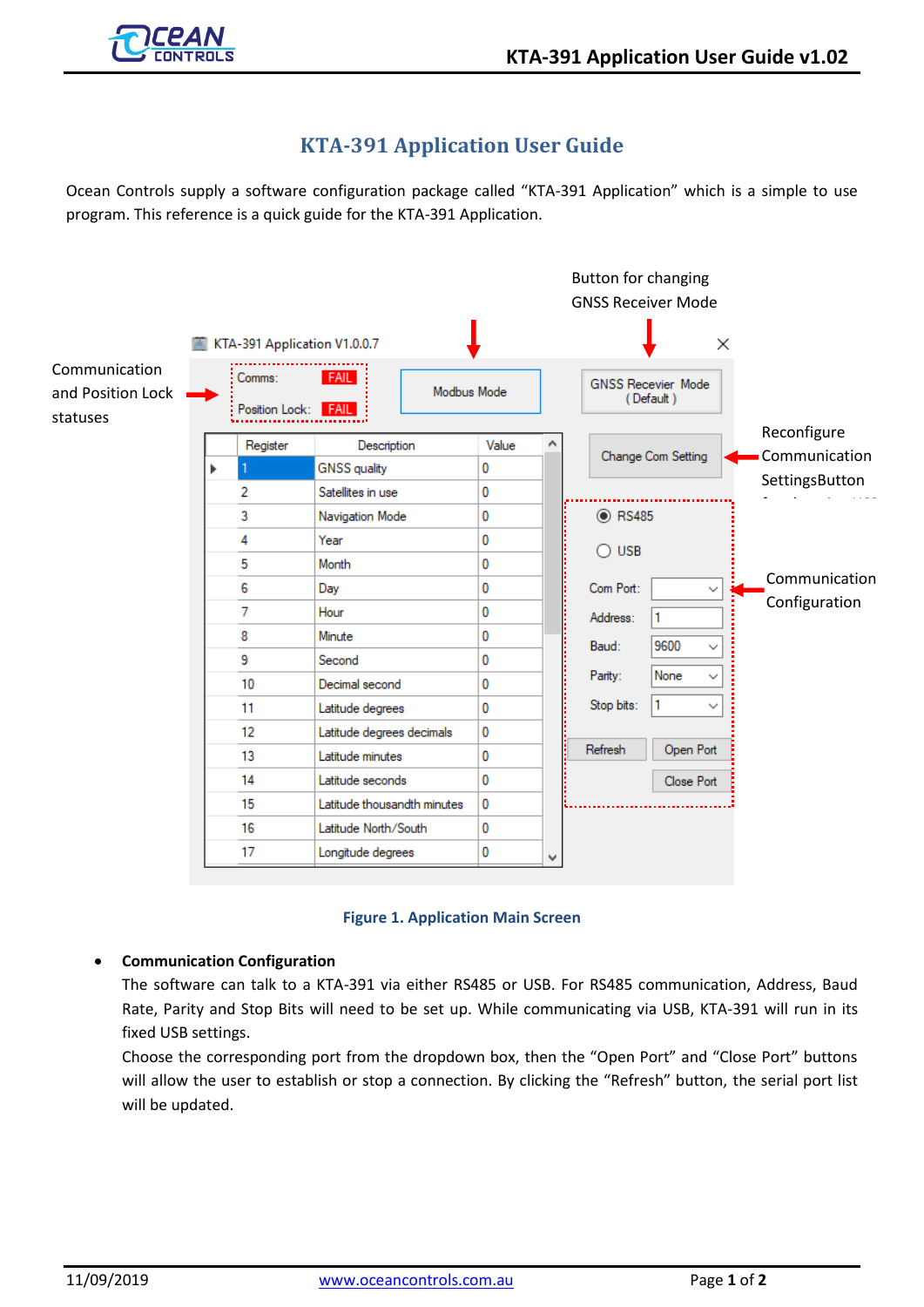# KTA-391 Application User Guide

Ocean Controls supply a software configuration package called “KTA-391 Application” which is a simple to use program. This reference is a quick guide for the KTA-391 Application.

**Figure 1. Application Main Screen**

- **Communication Configuration**

  The software can talk to a KTA-391 via either RS485 or USB. For RS485 communication, Address, Baud Rate, Parity and Stop Bits will need to be set up. While communicating via USB, KTA-391 will run in its fixed USB settings.

  Choose the corresponding port from the dropdown box, then the “Open Port” and “Close Port” buttons will allow the user to establish or stop a connection. By clicking the “Refresh” button, the serial port list will be updated.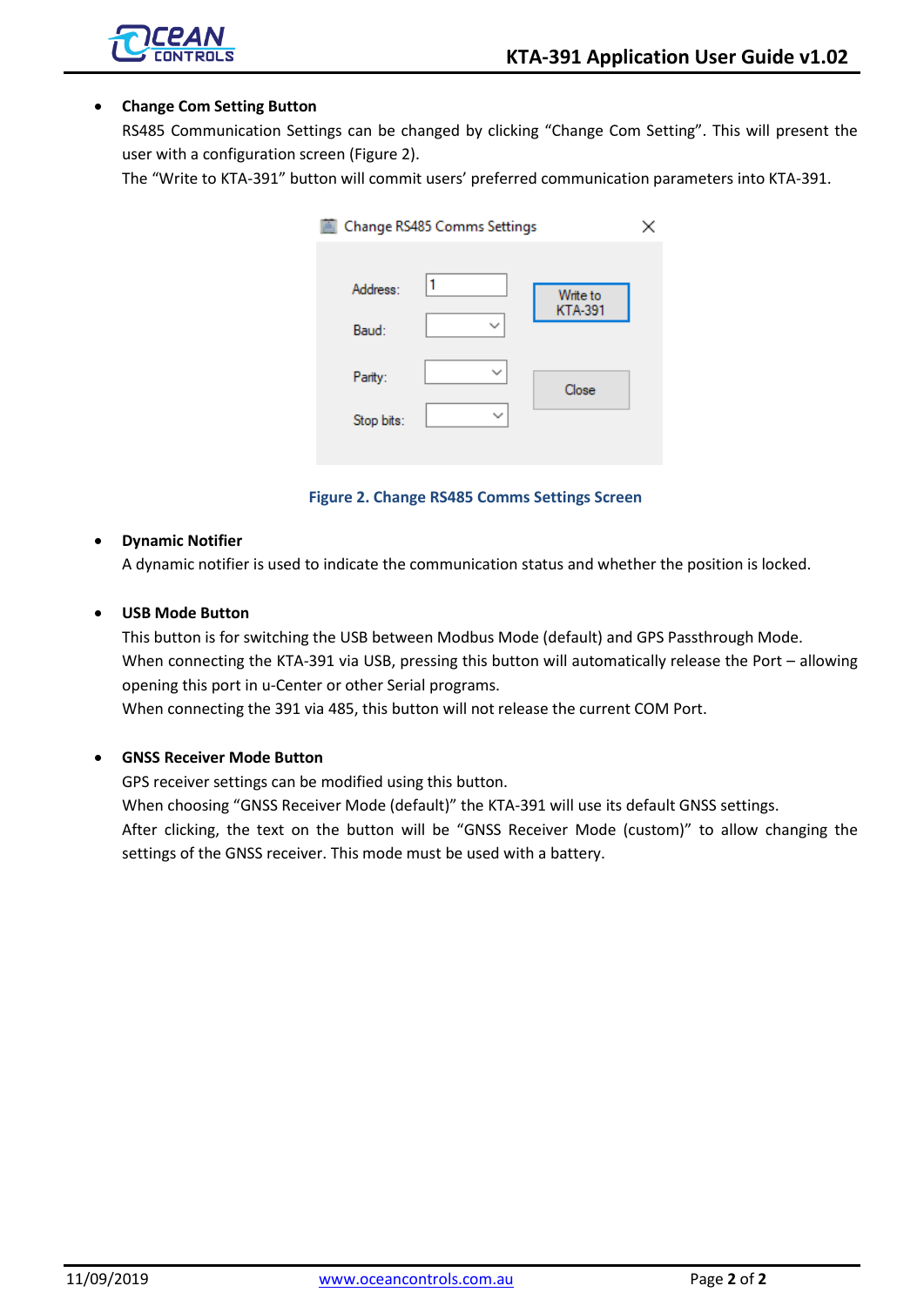- **Change Com Setting Button**

  RS485 Communication Settings can be changed by clicking "Change Com Setting". This will present the user with a configuration screen (Figure 2).

  The "Write to KTA-391" button will commit users' preferred communication parameters into KTA-391.

Change RS485 Comms Settings

Address: 1

Baud:

Parity:

Stop bits:

Write to KTA-391

Close

**Figure 2. Change RS485 Comms Settings Screen**

- **Dynamic Notifier**

  A dynamic notifier is used to indicate the communication status and whether the position is locked.

- **USB Mode Button**

  This button is for switching the USB between Modbus Mode (default) and GPS Passthrough Mode.

  When connecting the KTA-391 via USB, pressing this button will automatically release the Port – allowing opening this port in u-Center or other Serial programs.

  When connecting the 391 via 485, this button will not release the current COM Port.

- **GNSS Receiver Mode Button**

  GPS receiver settings can be modified using this button.

  When choosing "GNSS Receiver Mode (default)" the KTA-391 will use its default GNSS settings.

  After clicking, the text on the button will be "GNSS Receiver Mode (custom)" to allow changing the settings of the GNSS receiver. This mode must be used with a battery.